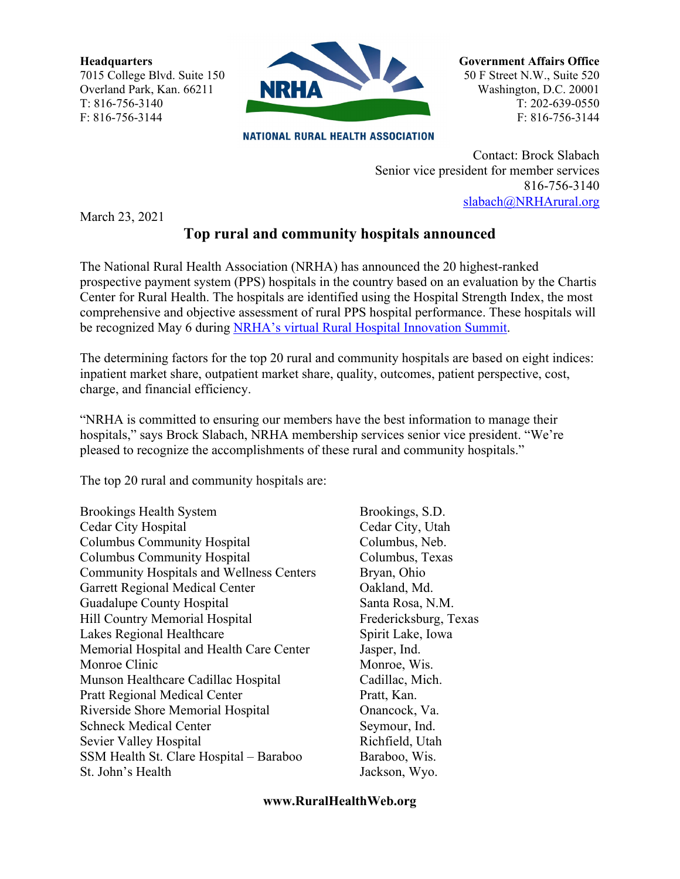**Headquarters**
7015 College Blvd. Suite 150
Overland Park, Kan. 66211
T: 816-756-3140
F: 816-756-3144

NATIONAL RURAL HEALTH ASSOCIATION

**Government Affairs Office**
50 F Street N.W., Suite 520
Washington, D.C. 20001
T: 202-639-0550
F: 816-756-3144

Contact: Brock Slabach
Senior vice president for member services
816-756-3140
slabach@NRHArural.org

March 23, 2021

# Top rural and community hospitals announced

The National Rural Health Association (NRHA) has announced the 20 highest-ranked prospective payment system (PPS) hospitals in the country based on an evaluation by the Chartis Center for Rural Health. The hospitals are identified using the Hospital Strength Index, the most comprehensive and objective assessment of rural PPS hospital performance. These hospitals will be recognized May 6 during [NRHA's virtual Rural Hospital Innovation Summit](#).

The determining factors for the top 20 rural and community hospitals are based on eight indices: inpatient market share, outpatient market share, quality, outcomes, patient perspective, cost, charge, and financial efficiency.

"NRHA is committed to ensuring our members have the best information to manage their hospitals," says Brock Slabach, NRHA membership services senior vice president. "We're pleased to recognize the accomplishments of these rural and community hospitals."

The top 20 rural and community hospitals are:

| Hospital | Location |
|---|---|
| Brookings Health System | Brookings, S.D. |
| Cedar City Hospital | Cedar City, Utah |
| Columbus Community Hospital | Columbus, Neb. |
| Columbus Community Hospital | Columbus, Texas |
| Community Hospitals and Wellness Centers | Bryan, Ohio |
| Garrett Regional Medical Center | Oakland, Md. |
| Guadalupe County Hospital | Santa Rosa, N.M. |
| Hill Country Memorial Hospital | Fredericksburg, Texas |
| Lakes Regional Healthcare | Spirit Lake, Iowa |
| Memorial Hospital and Health Care Center | Jasper, Ind. |
| Monroe Clinic | Monroe, Wis. |
| Munson Healthcare Cadillac Hospital | Cadillac, Mich. |
| Pratt Regional Medical Center | Pratt, Kan. |
| Riverside Shore Memorial Hospital | Onancock, Va. |
| Schneck Medical Center | Seymour, Ind. |
| Sevier Valley Hospital | Richfield, Utah |
| SSM Health St. Clare Hospital – Baraboo | Baraboo, Wis. |
| St. John's Health | Jackson, Wyo. |

**www.RuralHealthWeb.org**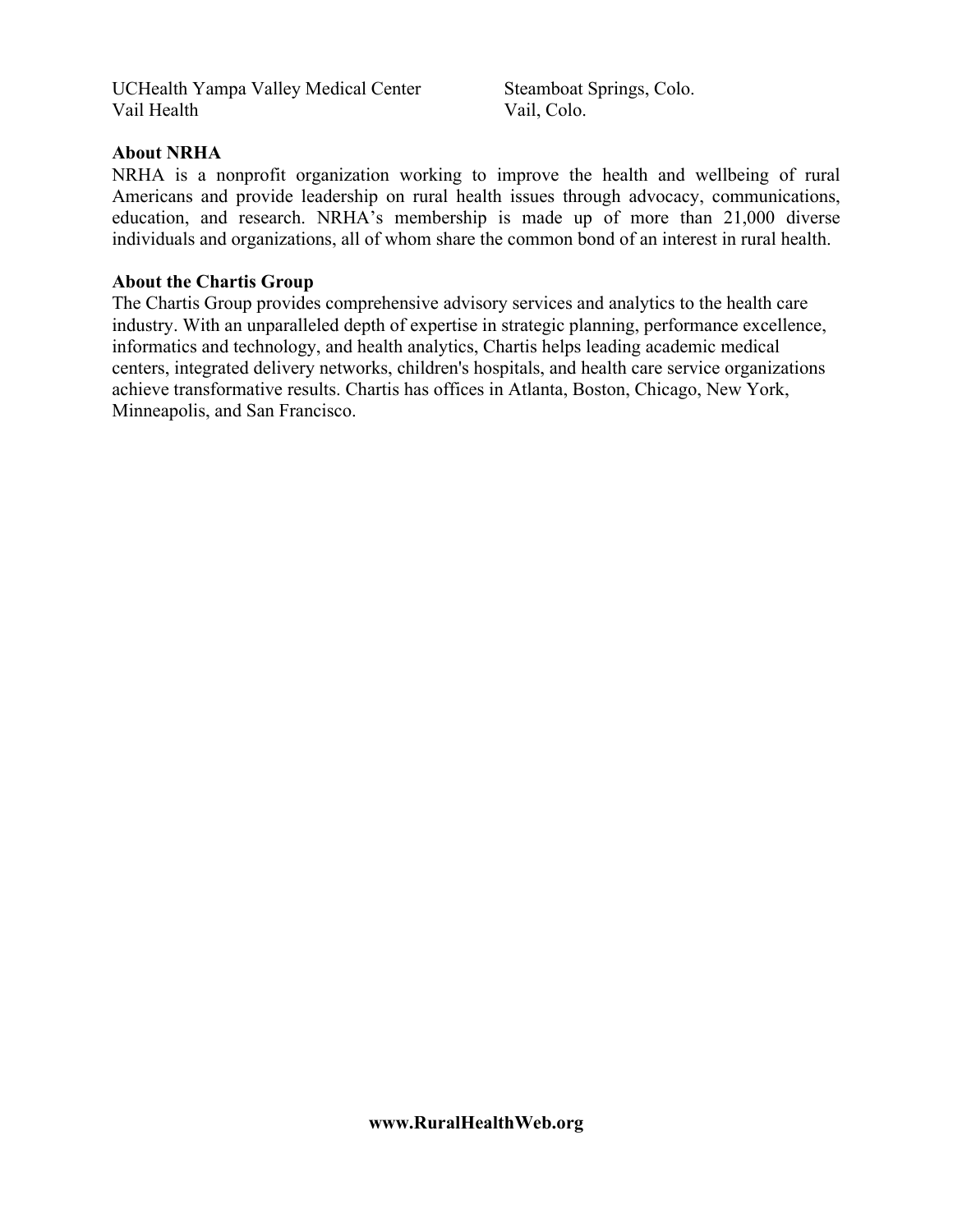| | |
|---|---|
| UCHealth Yampa Valley Medical Center | Steamboat Springs, Colo. |
| Vail Health | Vail, Colo. |

**About NRHA**

NRHA is a nonprofit organization working to improve the health and wellbeing of rural Americans and provide leadership on rural health issues through advocacy, communications, education, and research. NRHA's membership is made up of more than 21,000 diverse individuals and organizations, all of whom share the common bond of an interest in rural health.

**About the Chartis Group**

The Chartis Group provides comprehensive advisory services and analytics to the health care industry. With an unparalleled depth of expertise in strategic planning, performance excellence, informatics and technology, and health analytics, Chartis helps leading academic medical centers, integrated delivery networks, children's hospitals, and health care service organizations achieve transformative results. Chartis has offices in Atlanta, Boston, Chicago, New York, Minneapolis, and San Francisco.

**www.RuralHealthWeb.org**